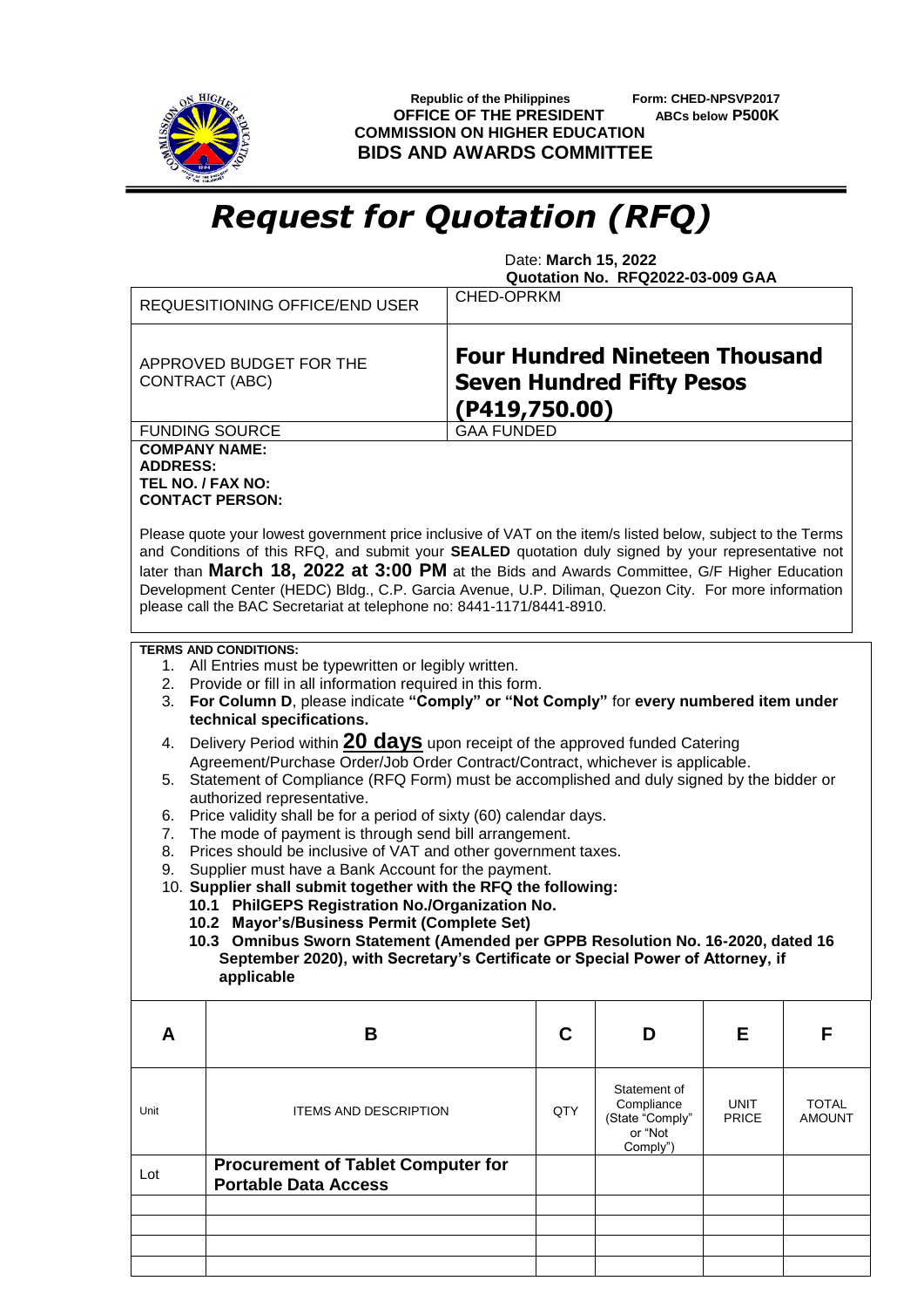Republic of the Philippines
OFFICE OF THE PRESIDENT
COMMISSION ON HIGHER EDUCATION
**BIDS AND AWARDS COMMITTEE**

**Form: CHED-NPSVP2017**
**ABCs below P500K**

# *Request for Quotation (RFQ)*

Date: **March 15, 2022**
**Quotation No. RFQ2022-03-009 GAA**

| | |
|---|---|
| REQUESITIONING OFFICE/END USER | CHED-OPRKM |
| APPROVED BUDGET FOR THE CONTRACT (ABC) | **Four Hundred Nineteen Thousand Seven Hundred Fifty Pesos (P419,750.00)** |
| FUNDING SOURCE | GAA FUNDED |

**COMPANY NAME:**
**ADDRESS:**
**TEL NO. / FAX NO:**
**CONTACT PERSON:**

Please quote your lowest government price inclusive of VAT on the item/s listed below, subject to the Terms and Conditions of this RFQ, and submit your **SEALED** quotation duly signed by your representative not later than **March 18, 2022 at 3:00 PM** at the Bids and Awards Committee, G/F Higher Education Development Center (HEDC) Bldg., C.P. Garcia Avenue, U.P. Diliman, Quezon City. For more information please call the BAC Secretariat at telephone no: 8441-1171/8441-8910.

**TERMS AND CONDITIONS:**

1. All Entries must be typewritten or legibly written.
2. Provide or fill in all information required in this form.
3. **For Column D**, please indicate **"Comply" or "Not Comply"** for **every numbered item under technical specifications.**
4. Delivery Period within **20 days** upon receipt of the approved funded Catering Agreement/Purchase Order/Job Order Contract/Contract, whichever is applicable.
5. Statement of Compliance (RFQ Form) must be accomplished and duly signed by the bidder or authorized representative.
6. Price validity shall be for a period of sixty (60) calendar days.
7. The mode of payment is through send bill arrangement.
8. Prices should be inclusive of VAT and other government taxes.
9. Supplier must have a Bank Account for the payment.
10. **Supplier shall submit together with the RFQ the following:**
    **10.1 PhilGEPS Registration No./Organization No.**
    **10.2 Mayor's/Business Permit (Complete Set)**
    **10.3 Omnibus Sworn Statement (Amended per GPPB Resolution No. 16-2020, dated 16 September 2020), with Secretary's Certificate or Special Power of Attorney, if applicable**

| A | B | C | D | E | F |
|---|---|---|---|---|---|
| Unit | ITEMS AND DESCRIPTION | QTY | Statement of Compliance (State "Comply" or "Not Comply") | UNIT PRICE | TOTAL AMOUNT |
| Lot | **Procurement of Tablet Computer for Portable Data Access** | | | | |
| | | | | | |
| | | | | | |
| | | | | | |
| | | | | | |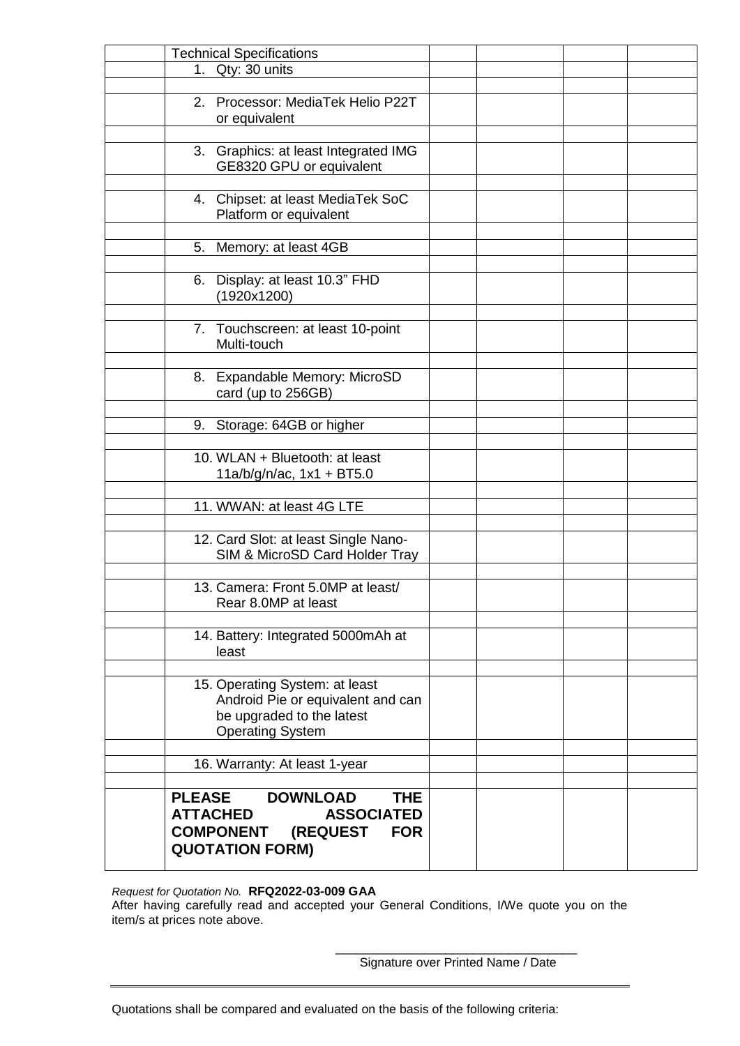| | Technical Specifications | | | | |
|---|---|---|---|---|---|
| | 1. Qty: 30 units | | | | |
| | | | | | |
| | 2. Processor: MediaTek Helio P22T or equivalent | | | | |
| | | | | | |
| | 3. Graphics: at least Integrated IMG GE8320 GPU or equivalent | | | | |
| | | | | | |
| | 4. Chipset: at least MediaTek SoC Platform or equivalent | | | | |
| | | | | | |
| | 5. Memory: at least 4GB | | | | |
| | | | | | |
| | 6. Display: at least 10.3" FHD (1920x1200) | | | | |
| | | | | | |
| | 7. Touchscreen: at least 10-point Multi-touch | | | | |
| | | | | | |
| | 8. Expandable Memory: MicroSD card (up to 256GB) | | | | |
| | | | | | |
| | 9. Storage: 64GB or higher | | | | |
| | | | | | |
| | 10. WLAN + Bluetooth: at least 11a/b/g/n/ac, 1x1 + BT5.0 | | | | |
| | | | | | |
| | 11. WWAN: at least 4G LTE | | | | |
| | | | | | |
| | 12. Card Slot: at least Single Nano-SIM & MicroSD Card Holder Tray | | | | |
| | | | | | |
| | 13. Camera: Front 5.0MP at least/ Rear 8.0MP at least | | | | |
| | | | | | |
| | 14. Battery: Integrated 5000mAh at least | | | | |
| | | | | | |
| | 15. Operating System: at least Android Pie or equivalent and can be upgraded to the latest Operating System | | | | |
| | | | | | |
| | 16. Warranty: At least 1-year | | | | |
| | | | | | |
| | **PLEASE DOWNLOAD THE ATTACHED ASSOCIATED COMPONENT (REQUEST FOR QUOTATION FORM)** | | | | |

*Request for Quotation No.* **RFQ2022-03-009 GAA**

After having carefully read and accepted your General Conditions, I/We quote you on the item/s at prices note above.

\_\_\_\_\_\_\_\_\_\_\_\_\_\_\_\_\_\_\_\_\_\_\_\_\_\_\_\_\_\_\_\_\_\_\_\_

Signature over Printed Name / Date

---

Quotations shall be compared and evaluated on the basis of the following criteria: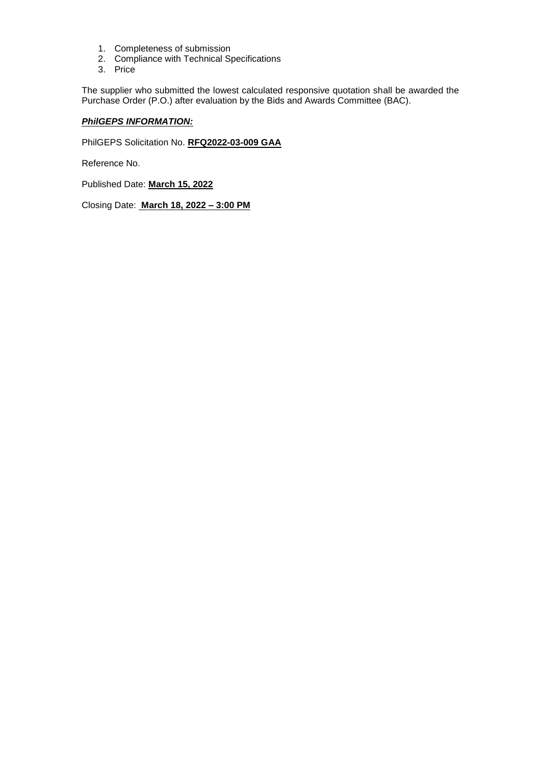1. Completeness of submission
2. Compliance with Technical Specifications
3. Price

The supplier who submitted the lowest calculated responsive quotation shall be awarded the Purchase Order (P.O.) after evaluation by the Bids and Awards Committee (BAC).

***PhilGEPS INFORMATION:***

PhilGEPS Solicitation No. **RFQ2022-03-009 GAA**

Reference No.

Published Date: **March 15, 2022**

Closing Date: **March 18, 2022 – 3:00 PM**